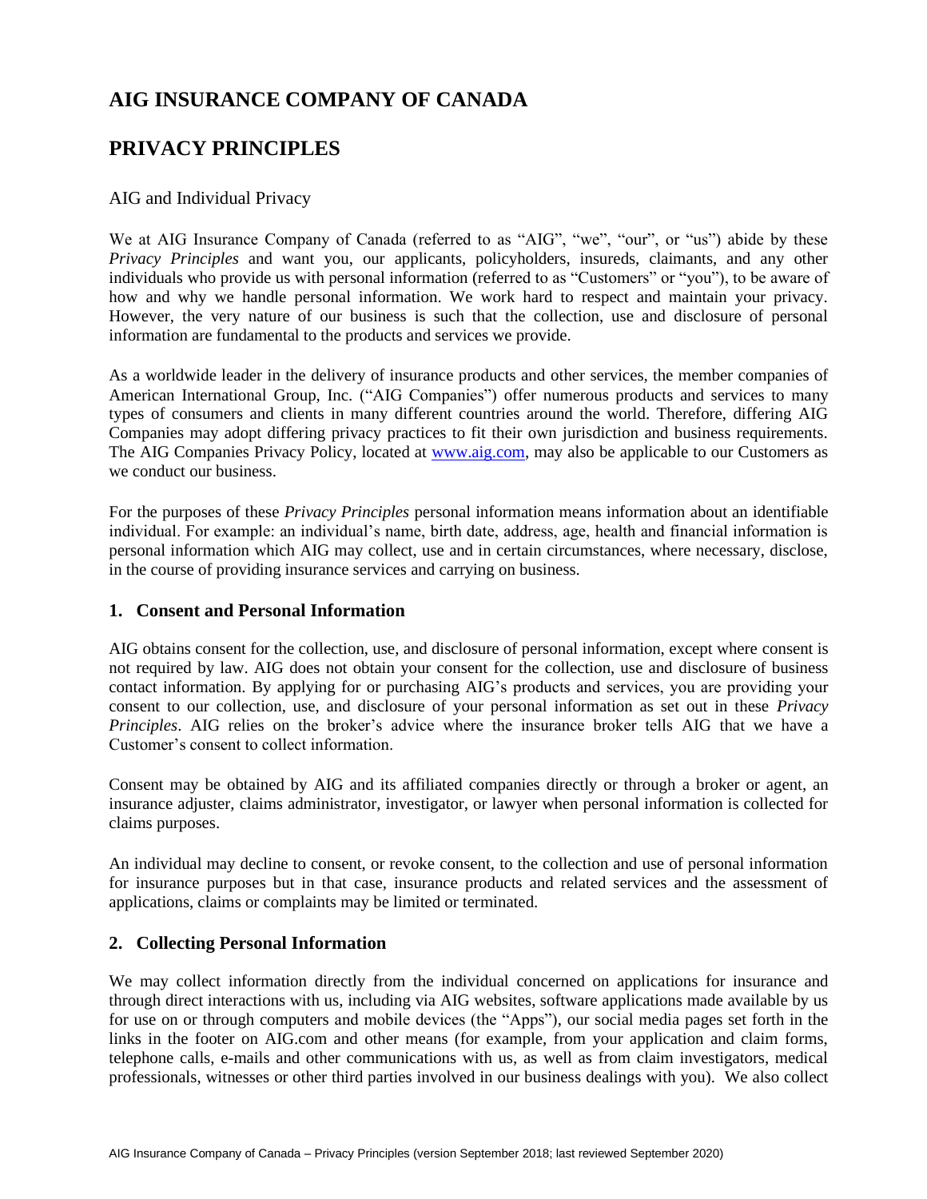# AIG INSURANCE COMPANY OF CANADA

# PRIVACY PRINCIPLES

AIG and Individual Privacy

We at AIG Insurance Company of Canada (referred to as "AIG", "we", "our", or "us") abide by these *Privacy Principles* and want you, our applicants, policyholders, insureds, claimants, and any other individuals who provide us with personal information (referred to as "Customers" or "you"), to be aware of how and why we handle personal information. We work hard to respect and maintain your privacy. However, the very nature of our business is such that the collection, use and disclosure of personal information are fundamental to the products and services we provide.

As a worldwide leader in the delivery of insurance products and other services, the member companies of American International Group, Inc. ("AIG Companies") offer numerous products and services to many types of consumers and clients in many different countries around the world. Therefore, differing AIG Companies may adopt differing privacy practices to fit their own jurisdiction and business requirements. The AIG Companies Privacy Policy, located at [www.aig.com](www.aig.com), may also be applicable to our Customers as we conduct our business.

For the purposes of these *Privacy Principles* personal information means information about an identifiable individual. For example: an individual's name, birth date, address, age, health and financial information is personal information which AIG may collect, use and in certain circumstances, where necessary, disclose, in the course of providing insurance services and carrying on business.

## 1. Consent and Personal Information

AIG obtains consent for the collection, use, and disclosure of personal information, except where consent is not required by law. AIG does not obtain your consent for the collection, use and disclosure of business contact information. By applying for or purchasing AIG's products and services, you are providing your consent to our collection, use, and disclosure of your personal information as set out in these *Privacy Principles*. AIG relies on the broker's advice where the insurance broker tells AIG that we have a Customer's consent to collect information.

Consent may be obtained by AIG and its affiliated companies directly or through a broker or agent, an insurance adjuster, claims administrator, investigator, or lawyer when personal information is collected for claims purposes.

An individual may decline to consent, or revoke consent, to the collection and use of personal information for insurance purposes but in that case, insurance products and related services and the assessment of applications, claims or complaints may be limited or terminated.

## 2. Collecting Personal Information

We may collect information directly from the individual concerned on applications for insurance and through direct interactions with us, including via AIG websites, software applications made available by us for use on or through computers and mobile devices (the "Apps"), our social media pages set forth in the links in the footer on AIG.com and other means (for example, from your application and claim forms, telephone calls, e-mails and other communications with us, as well as from claim investigators, medical professionals, witnesses or other third parties involved in our business dealings with you). We also collect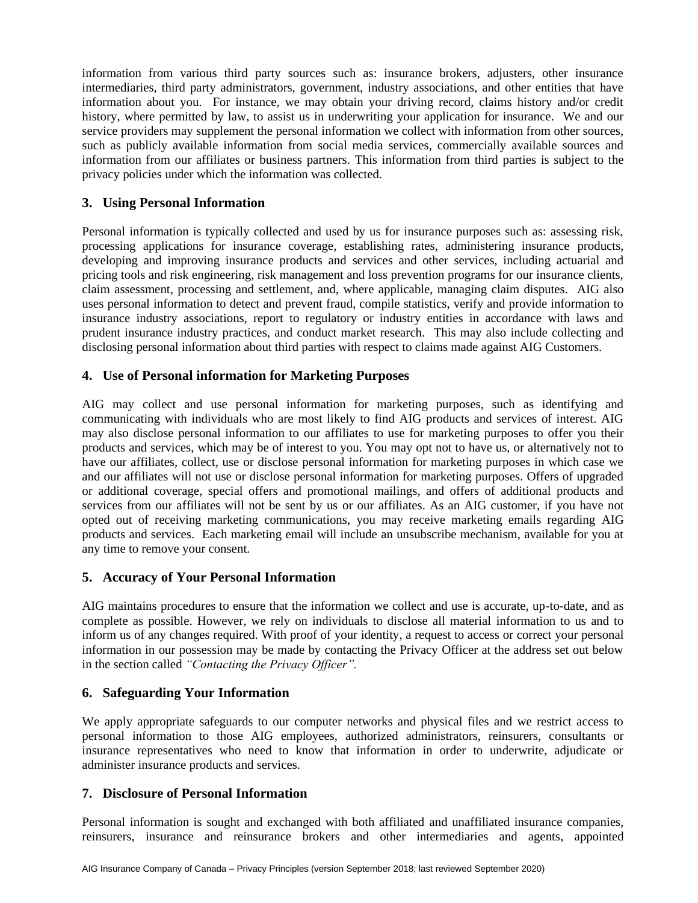information from various third party sources such as: insurance brokers, adjusters, other insurance intermediaries, third party administrators, government, industry associations, and other entities that have information about you. For instance, we may obtain your driving record, claims history and/or credit history, where permitted by law, to assist us in underwriting your application for insurance. We and our service providers may supplement the personal information we collect with information from other sources, such as publicly available information from social media services, commercially available sources and information from our affiliates or business partners. This information from third parties is subject to the privacy policies under which the information was collected.

## 3. Using Personal Information

Personal information is typically collected and used by us for insurance purposes such as: assessing risk, processing applications for insurance coverage, establishing rates, administering insurance products, developing and improving insurance products and services and other services, including actuarial and pricing tools and risk engineering, risk management and loss prevention programs for our insurance clients, claim assessment, processing and settlement, and, where applicable, managing claim disputes. AIG also uses personal information to detect and prevent fraud, compile statistics, verify and provide information to insurance industry associations, report to regulatory or industry entities in accordance with laws and prudent insurance industry practices, and conduct market research. This may also include collecting and disclosing personal information about third parties with respect to claims made against AIG Customers.

## 4. Use of Personal information for Marketing Purposes

AIG may collect and use personal information for marketing purposes, such as identifying and communicating with individuals who are most likely to find AIG products and services of interest. AIG may also disclose personal information to our affiliates to use for marketing purposes to offer you their products and services, which may be of interest to you. You may opt not to have us, or alternatively not to have our affiliates, collect, use or disclose personal information for marketing purposes in which case we and our affiliates will not use or disclose personal information for marketing purposes. Offers of upgraded or additional coverage, special offers and promotional mailings, and offers of additional products and services from our affiliates will not be sent by us or our affiliates. As an AIG customer, if you have not opted out of receiving marketing communications, you may receive marketing emails regarding AIG products and services. Each marketing email will include an unsubscribe mechanism, available for you at any time to remove your consent.

## 5. Accuracy of Your Personal Information

AIG maintains procedures to ensure that the information we collect and use is accurate, up-to-date, and as complete as possible. However, we rely on individuals to disclose all material information to us and to inform us of any changes required. With proof of your identity, a request to access or correct your personal information in our possession may be made by contacting the Privacy Officer at the address set out below in the section called *"Contacting the Privacy Officer".*

## 6. Safeguarding Your Information

We apply appropriate safeguards to our computer networks and physical files and we restrict access to personal information to those AIG employees, authorized administrators, reinsurers, consultants or insurance representatives who need to know that information in order to underwrite, adjudicate or administer insurance products and services.

## 7. Disclosure of Personal Information

Personal information is sought and exchanged with both affiliated and unaffiliated insurance companies, reinsurers, insurance and reinsurance brokers and other intermediaries and agents, appointed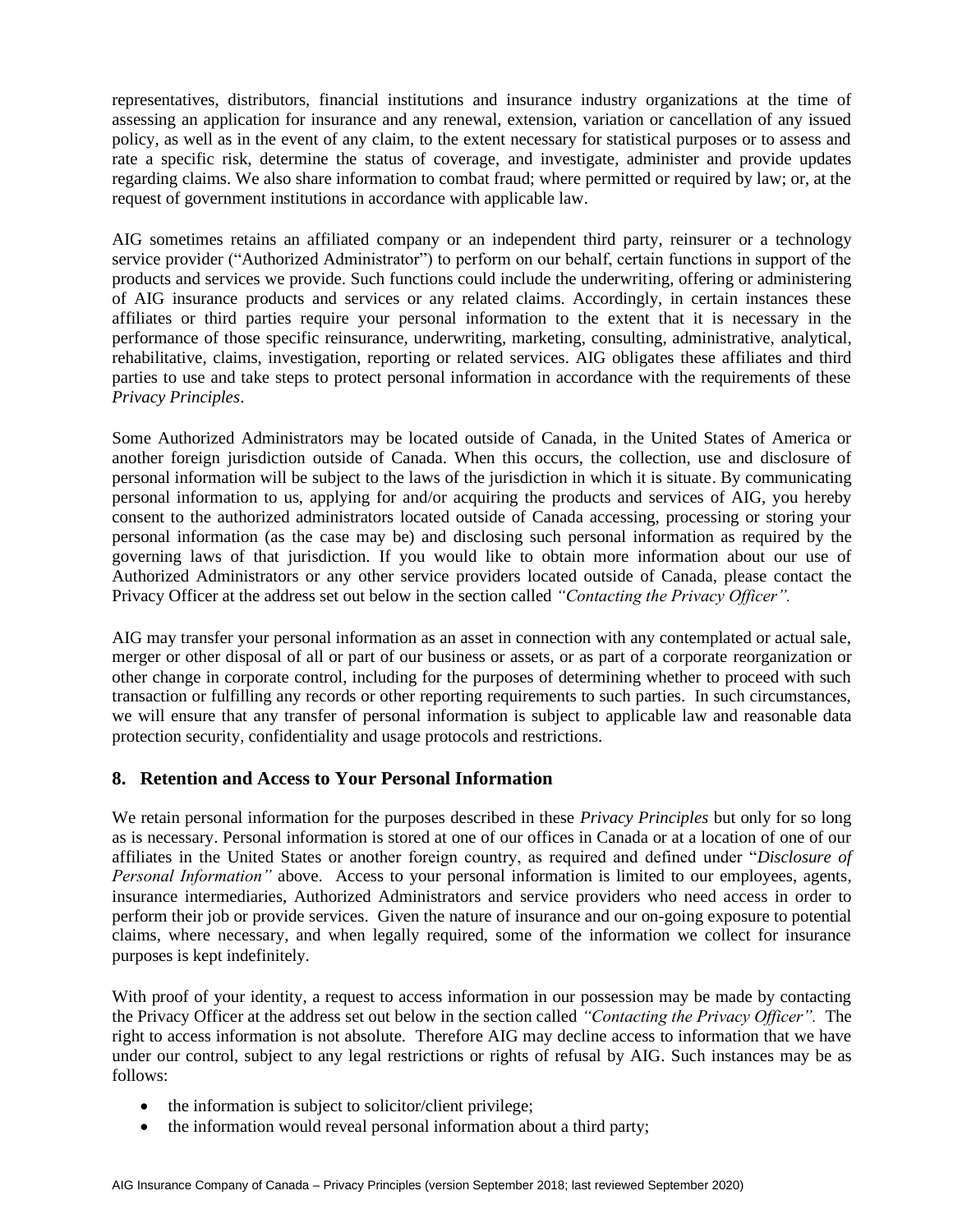representatives, distributors, financial institutions and insurance industry organizations at the time of assessing an application for insurance and any renewal, extension, variation or cancellation of any issued policy, as well as in the event of any claim, to the extent necessary for statistical purposes or to assess and rate a specific risk, determine the status of coverage, and investigate, administer and provide updates regarding claims. We also share information to combat fraud; where permitted or required by law; or, at the request of government institutions in accordance with applicable law.

AIG sometimes retains an affiliated company or an independent third party, reinsurer or a technology service provider ("Authorized Administrator") to perform on our behalf, certain functions in support of the products and services we provide. Such functions could include the underwriting, offering or administering of AIG insurance products and services or any related claims. Accordingly, in certain instances these affiliates or third parties require your personal information to the extent that it is necessary in the performance of those specific reinsurance, underwriting, marketing, consulting, administrative, analytical, rehabilitative, claims, investigation, reporting or related services. AIG obligates these affiliates and third parties to use and take steps to protect personal information in accordance with the requirements of these *Privacy Principles*.

Some Authorized Administrators may be located outside of Canada, in the United States of America or another foreign jurisdiction outside of Canada. When this occurs, the collection, use and disclosure of personal information will be subject to the laws of the jurisdiction in which it is situate. By communicating personal information to us, applying for and/or acquiring the products and services of AIG, you hereby consent to the authorized administrators located outside of Canada accessing, processing or storing your personal information (as the case may be) and disclosing such personal information as required by the governing laws of that jurisdiction. If you would like to obtain more information about our use of Authorized Administrators or any other service providers located outside of Canada, please contact the Privacy Officer at the address set out below in the section called *"Contacting the Privacy Officer".*

AIG may transfer your personal information as an asset in connection with any contemplated or actual sale, merger or other disposal of all or part of our business or assets, or as part of a corporate reorganization or other change in corporate control, including for the purposes of determining whether to proceed with such transaction or fulfilling any records or other reporting requirements to such parties. In such circumstances, we will ensure that any transfer of personal information is subject to applicable law and reasonable data protection security, confidentiality and usage protocols and restrictions.

## 8. Retention and Access to Your Personal Information

We retain personal information for the purposes described in these *Privacy Principles* but only for so long as is necessary. Personal information is stored at one of our offices in Canada or at a location of one of our affiliates in the United States or another foreign country, as required and defined under "*Disclosure of Personal Information"* above. Access to your personal information is limited to our employees, agents, insurance intermediaries, Authorized Administrators and service providers who need access in order to perform their job or provide services. Given the nature of insurance and our on-going exposure to potential claims, where necessary, and when legally required, some of the information we collect for insurance purposes is kept indefinitely.

With proof of your identity, a request to access information in our possession may be made by contacting the Privacy Officer at the address set out below in the section called *"Contacting the Privacy Officer".* The right to access information is not absolute. Therefore AIG may decline access to information that we have under our control, subject to any legal restrictions or rights of refusal by AIG. Such instances may be as follows:

- the information is subject to solicitor/client privilege;
- the information would reveal personal information about a third party;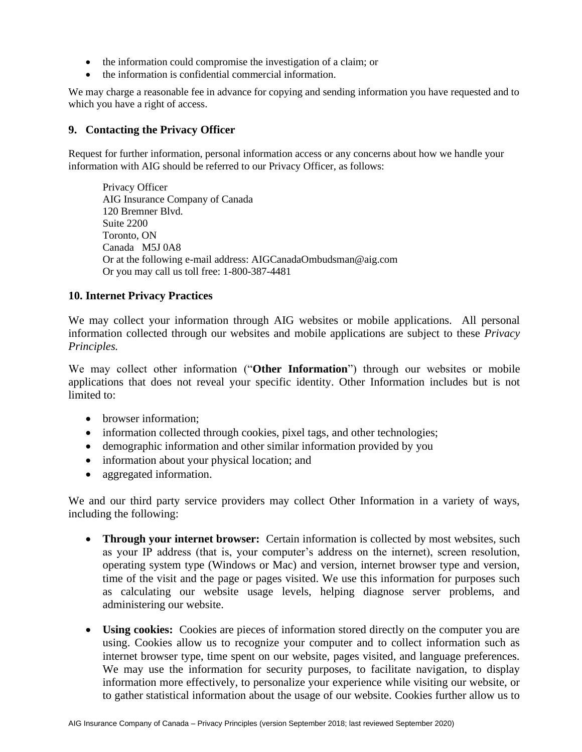- the information could compromise the investigation of a claim; or
- the information is confidential commercial information.

We may charge a reasonable fee in advance for copying and sending information you have requested and to which you have a right of access.

## 9. Contacting the Privacy Officer

Request for further information, personal information access or any concerns about how we handle your information with AIG should be referred to our Privacy Officer, as follows:

> Privacy Officer
> AIG Insurance Company of Canada
> 120 Bremner Blvd.
> Suite 2200
> Toronto, ON
> Canada M5J 0A8
> Or at the following e-mail address: AIGCanadaOmbudsman@aig.com
> Or you may call us toll free: 1-800-387-4481

## 10. Internet Privacy Practices

We may collect your information through AIG websites or mobile applications. All personal information collected through our websites and mobile applications are subject to these *Privacy Principles.*

We may collect other information ("**Other Information**") through our websites or mobile applications that does not reveal your specific identity. Other Information includes but is not limited to:

- browser information;
- information collected through cookies, pixel tags, and other technologies;
- demographic information and other similar information provided by you
- information about your physical location; and
- aggregated information.

We and our third party service providers may collect Other Information in a variety of ways, including the following:

- **Through your internet browser:** Certain information is collected by most websites, such as your IP address (that is, your computer's address on the internet), screen resolution, operating system type (Windows or Mac) and version, internet browser type and version, time of the visit and the page or pages visited. We use this information for purposes such as calculating our website usage levels, helping diagnose server problems, and administering our website.

- **Using cookies:** Cookies are pieces of information stored directly on the computer you are using. Cookies allow us to recognize your computer and to collect information such as internet browser type, time spent on our website, pages visited, and language preferences. We may use the information for security purposes, to facilitate navigation, to display information more effectively, to personalize your experience while visiting our website, or to gather statistical information about the usage of our website. Cookies further allow us to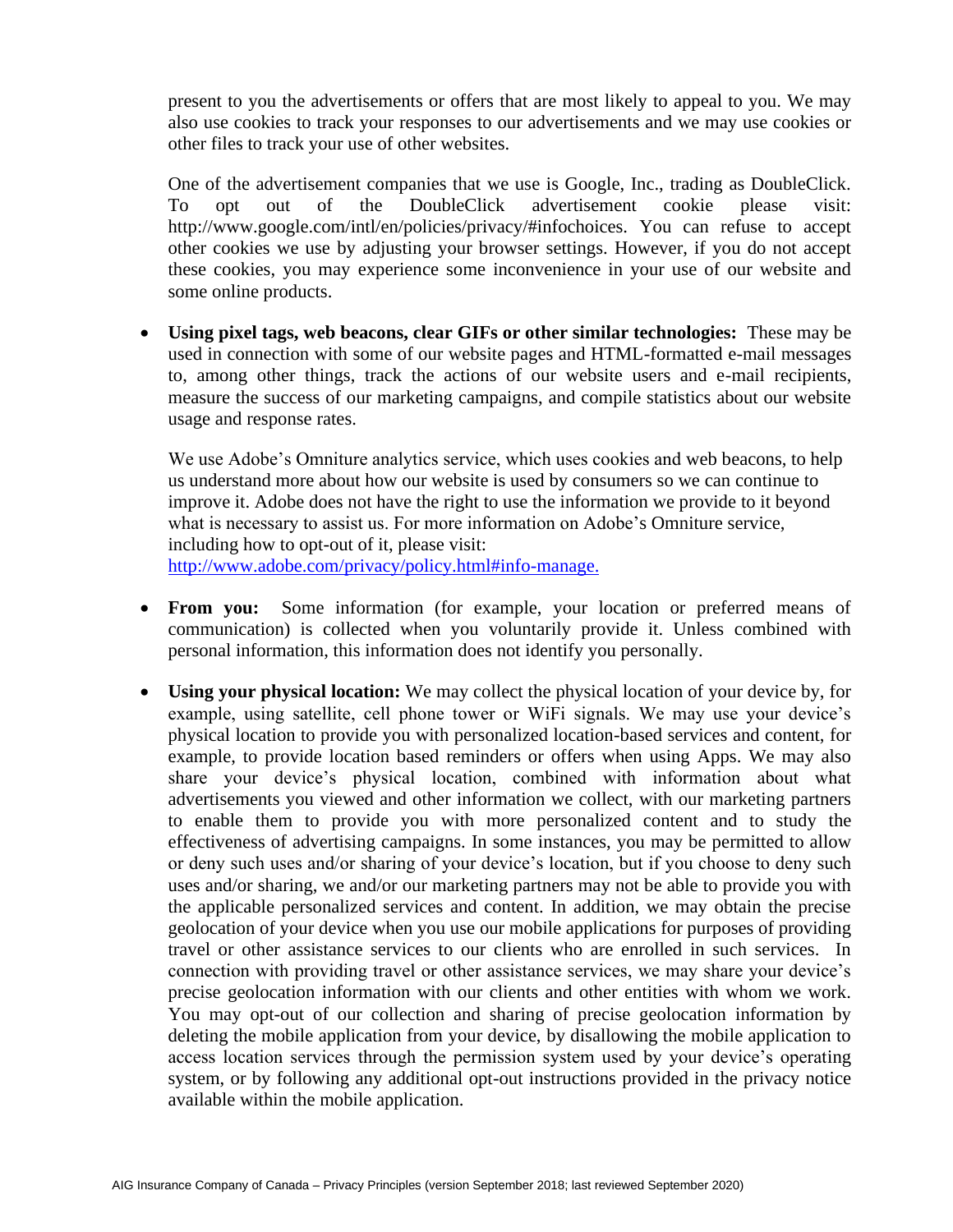present to you the advertisements or offers that are most likely to appeal to you. We may also use cookies to track your responses to our advertisements and we may use cookies or other files to track your use of other websites.

One of the advertisement companies that we use is Google, Inc., trading as DoubleClick. To opt out of the DoubleClick advertisement cookie please visit: http://www.google.com/intl/en/policies/privacy/#infochoices. You can refuse to accept other cookies we use by adjusting your browser settings. However, if you do not accept these cookies, you may experience some inconvenience in your use of our website and some online products.

- **Using pixel tags, web beacons, clear GIFs or other similar technologies:** These may be used in connection with some of our website pages and HTML-formatted e-mail messages to, among other things, track the actions of our website users and e-mail recipients, measure the success of our marketing campaigns, and compile statistics about our website usage and response rates.

  We use Adobe's Omniture analytics service, which uses cookies and web beacons, to help us understand more about how our website is used by consumers so we can continue to improve it. Adobe does not have the right to use the information we provide to it beyond what is necessary to assist us. For more information on Adobe's Omniture service, including how to opt-out of it, please visit: [http://www.adobe.com/privacy/policy.html#info-manage.](http://www.adobe.com/privacy/policy.html#info-manage)

- **From you:** Some information (for example, your location or preferred means of communication) is collected when you voluntarily provide it. Unless combined with personal information, this information does not identify you personally.

- **Using your physical location:** We may collect the physical location of your device by, for example, using satellite, cell phone tower or WiFi signals. We may use your device's physical location to provide you with personalized location-based services and content, for example, to provide location based reminders or offers when using Apps. We may also share your device's physical location, combined with information about what advertisements you viewed and other information we collect, with our marketing partners to enable them to provide you with more personalized content and to study the effectiveness of advertising campaigns. In some instances, you may be permitted to allow or deny such uses and/or sharing of your device's location, but if you choose to deny such uses and/or sharing, we and/or our marketing partners may not be able to provide you with the applicable personalized services and content. In addition, we may obtain the precise geolocation of your device when you use our mobile applications for purposes of providing travel or other assistance services to our clients who are enrolled in such services. In connection with providing travel or other assistance services, we may share your device's precise geolocation information with our clients and other entities with whom we work. You may opt-out of our collection and sharing of precise geolocation information by deleting the mobile application from your device, by disallowing the mobile application to access location services through the permission system used by your device's operating system, or by following any additional opt-out instructions provided in the privacy notice available within the mobile application.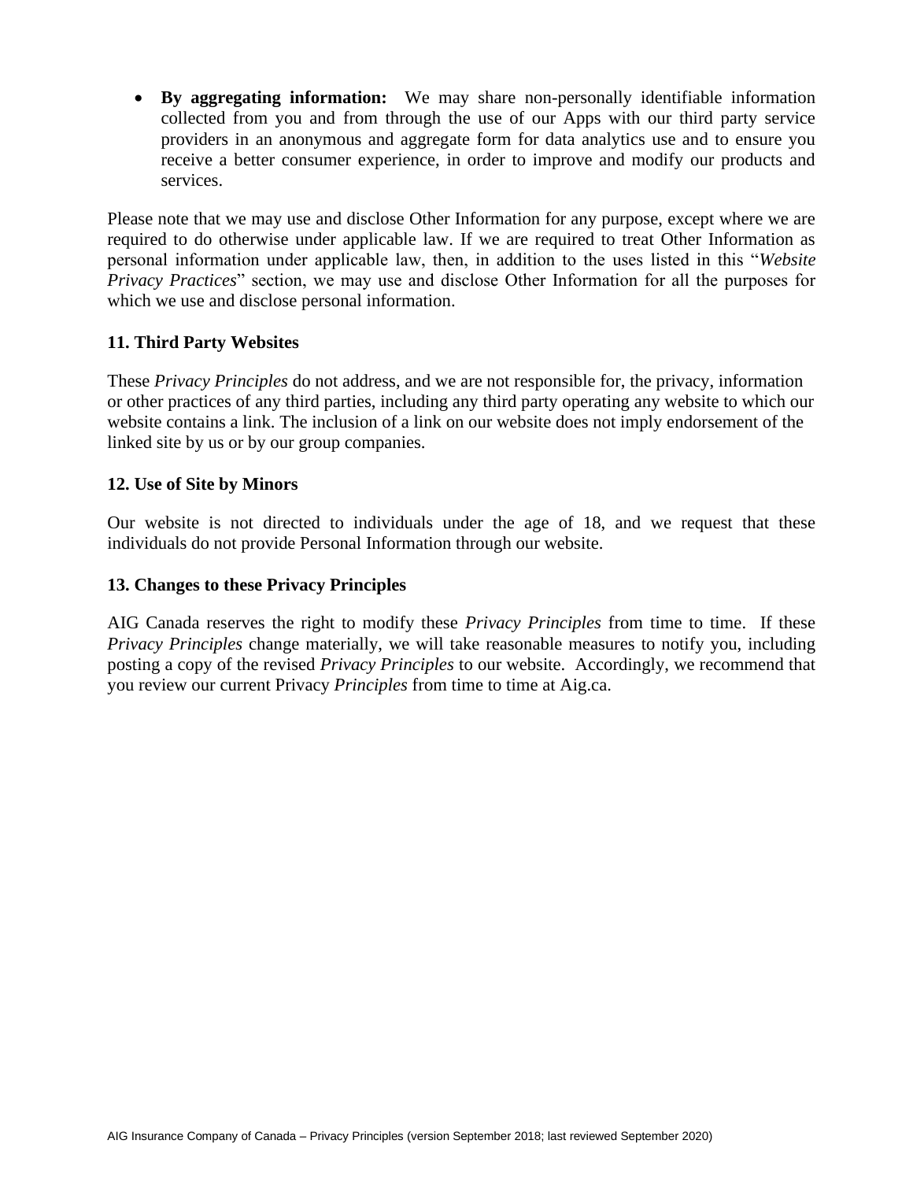- **By aggregating information:** We may share non-personally identifiable information collected from you and from through the use of our Apps with our third party service providers in an anonymous and aggregate form for data analytics use and to ensure you receive a better consumer experience, in order to improve and modify our products and services.

Please note that we may use and disclose Other Information for any purpose, except where we are required to do otherwise under applicable law. If we are required to treat Other Information as personal information under applicable law, then, in addition to the uses listed in this "*Website Privacy Practices*" section, we may use and disclose Other Information for all the purposes for which we use and disclose personal information.

### 11. Third Party Websites

These *Privacy Principles* do not address, and we are not responsible for, the privacy, information or other practices of any third parties, including any third party operating any website to which our website contains a link. The inclusion of a link on our website does not imply endorsement of the linked site by us or by our group companies.

### 12. Use of Site by Minors

Our website is not directed to individuals under the age of 18, and we request that these individuals do not provide Personal Information through our website.

### 13. Changes to these Privacy Principles

AIG Canada reserves the right to modify these *Privacy Principles* from time to time. If these *Privacy Principles* change materially, we will take reasonable measures to notify you, including posting a copy of the revised *Privacy Principles* to our website. Accordingly, we recommend that you review our current Privacy *Principles* from time to time at Aig.ca.